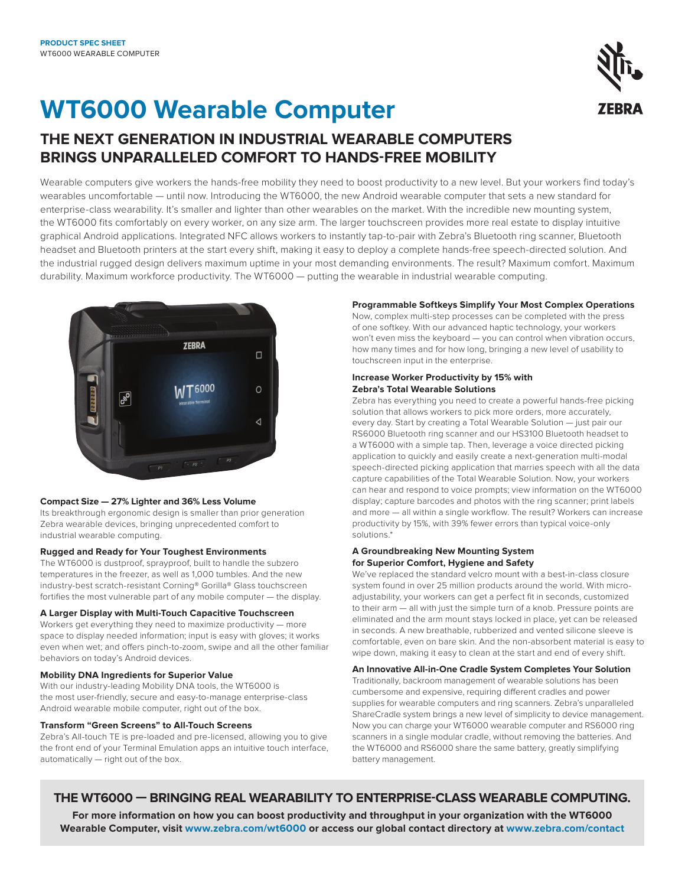**PRODUCT SPEC SHEET**
WT6000 WEARABLE COMPUTER

# WT6000 Wearable Computer

## THE NEXT GENERATION IN INDUSTRIAL WEARABLE COMPUTERS BRINGS UNPARALLELED COMFORT TO HANDS-FREE MOBILITY

Wearable computers give workers the hands-free mobility they need to boost productivity to a new level. But your workers find today's wearables uncomfortable — until now. Introducing the WT6000, the new Android wearable computer that sets a new standard for enterprise-class wearability. It's smaller and lighter than other wearables on the market. With the incredible new mounting system, the WT6000 fits comfortably on every worker, on any size arm. The larger touchscreen provides more real estate to display intuitive graphical Android applications. Integrated NFC allows workers to instantly tap-to-pair with Zebra's Bluetooth ring scanner, Bluetooth headset and Bluetooth printers at the start every shift, making it easy to deploy a complete hands-free speech-directed solution. And the industrial rugged design delivers maximum uptime in your most demanding environments. The result? Maximum comfort. Maximum durability. Maximum workforce productivity. The WT6000 — putting the wearable in industrial wearable computing.

### Compact Size — 27% Lighter and 36% Less Volume

Its breakthrough ergonomic design is smaller than prior generation Zebra wearable devices, bringing unprecedented comfort to industrial wearable computing.

### Rugged and Ready for Your Toughest Environments

The WT6000 is dustproof, sprayproof, built to handle the subzero temperatures in the freezer, as well as 1,000 tumbles. And the new industry-best scratch-resistant Corning® Gorilla® Glass touchscreen fortifies the most vulnerable part of any mobile computer — the display.

### A Larger Display with Multi-Touch Capacitive Touchscreen

Workers get everything they need to maximize productivity — more space to display needed information; input is easy with gloves; it works even when wet; and offers pinch-to-zoom, swipe and all the other familiar behaviors on today's Android devices.

### Mobility DNA Ingredients for Superior Value

With our industry-leading Mobility DNA tools, the WT6000 is the most user-friendly, secure and easy-to-manage enterprise-class Android wearable mobile computer, right out of the box.

### Transform "Green Screens" to All-Touch Screens

Zebra's All-touch TE is pre-loaded and pre-licensed, allowing you to give the front end of your Terminal Emulation apps an intuitive touch interface, automatically — right out of the box.

### Programmable Softkeys Simplify Your Most Complex Operations

Now, complex multi-step processes can be completed with the press of one softkey. With our advanced haptic technology, your workers won't even miss the keyboard — you can control when vibration occurs, how many times and for how long, bringing a new level of usability to touchscreen input in the enterprise.

### Increase Worker Productivity by 15% with Zebra's Total Wearable Solutions

Zebra has everything you need to create a powerful hands-free picking solution that allows workers to pick more orders, more accurately, every day. Start by creating a Total Wearable Solution — just pair our RS6000 Bluetooth ring scanner and our HS3100 Bluetooth headset to a WT6000 with a simple tap. Then, leverage a voice directed picking application to quickly and easily create a next-generation multi-modal speech-directed picking application that marries speech with all the data capture capabilities of the Total Wearable Solution. Now, your workers can hear and respond to voice prompts; view information on the WT6000 display; capture barcodes and photos with the ring scanner; print labels and more — all within a single workflow. The result? Workers can increase productivity by 15%, with 39% fewer errors than typical voice-only solutions.*

### A Groundbreaking New Mounting System for Superior Comfort, Hygiene and Safety

We've replaced the standard velcro mount with a best-in-class closure system found in over 25 million products around the world. With micro-adjustability, your workers can get a perfect fit in seconds, customized to their arm — all with just the simple turn of a knob. Pressure points are eliminated and the arm mount stays locked in place, yet can be released in seconds. A new breathable, rubberized and vented silicone sleeve is comfortable, even on bare skin. And the non-absorbent material is easy to wipe down, making it easy to clean at the start and end of every shift.

### An Innovative All-in-One Cradle System Completes Your Solution

Traditionally, backroom management of wearable solutions has been cumbersome and expensive, requiring different cradles and power supplies for wearable computers and ring scanners. Zebra's unparalleled ShareCradle system brings a new level of simplicity to device management. Now you can charge your WT6000 wearable computer and RS6000 ring scanners in a single modular cradle, without removing the batteries. And the WT6000 and RS6000 share the same battery, greatly simplifying battery management.

## THE WT6000 — BRINGING REAL WEARABILITY TO ENTERPRISE-CLASS WEARABLE COMPUTING.

**For more information on how you can boost productivity and throughput in your organization with the WT6000 Wearable Computer, visit www.zebra.com/wt6000 or access our global contact directory at www.zebra.com/contact**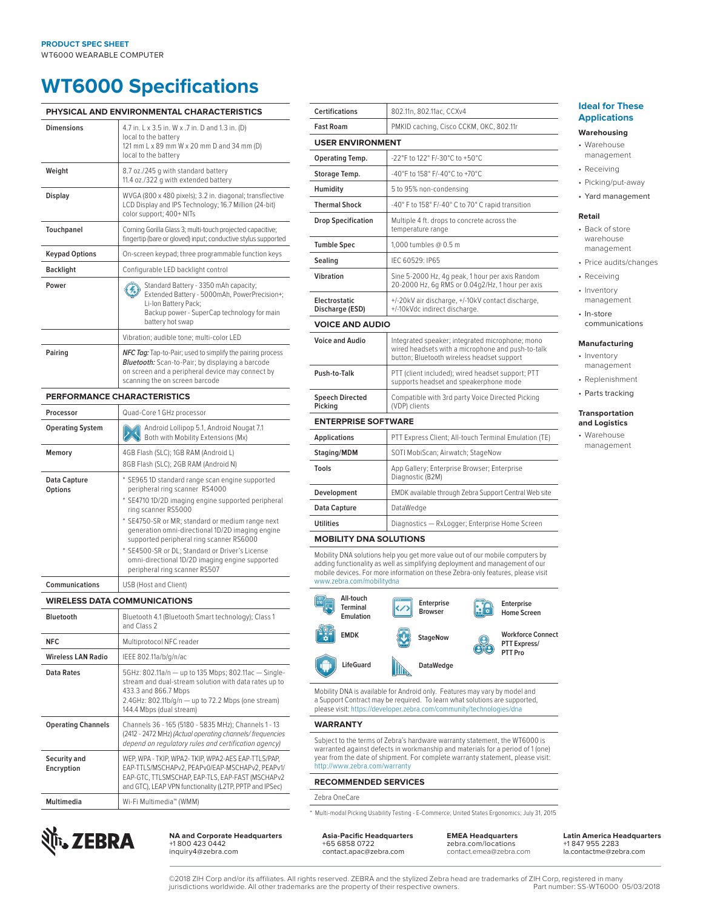PRODUCT SPEC SHEET
WT6000 WEARABLE COMPUTER

# WT6000 Specifications

| PHYSICAL AND ENVIRONMENTAL CHARACTERISTICS | |
|---|---|
| Dimensions | 4.7 in. L x 3.5 in. W x .7 in. D and 1.3 in. (D) local to the battery<br>121 mm L x 89 mm W x 20 mm D and 34 mm (D) local to the battery |
| Weight | 8.7 oz./245 g with standard battery<br>11.4 oz./322 g with extended battery |
| Display | WVGA (800 x 480 pixels); 3.2 in. diagonal; transflective LCD Display and IPS Technology; 16.7 Million (24-bit) color support; 400+ NITs |
| Touchpanel | Corning Gorilla Glass 3; multi-touch projected capacitive; fingertip (bare or gloved) input; conductive stylus supported |
| Keypad Options | On-screen keypad; three programmable function keys |
| Backlight | Configurable LED backlight control |
| Power | Standard Battery - 3350 mAh capacity; Extended Battery - 5000mAh, PowerPrecision+; Li-Ion Battery Pack; Backup power - SuperCap technology for main battery hot swap |
| | Vibration; audible tone; multi-color LED |
| Pairing | *NFC Tag:* Tap-to-Pair; used to simplify the pairing process<br>*Bluetooth:* Scan-to-Pair; by displaying a barcode on screen and a peripheral device may connect by scanning the on screen barcode |
| **PERFORMANCE CHARACTERISTICS** | |
| Processor | Quad-Core 1 GHz processor |
| Operating System | Android Lollipop 5.1, Android Nougat 7.1 Both with Mobility Extensions (Mx) |
| Memory | 4GB Flash (SLC); 1GB RAM (Android L)<br>8GB Flash (SLC); 2GB RAM (Android N) |
| Data Capture Options | * SE965 1D standard range scan engine supported peripheral ring scanner RS4000<br>* SE4710 1D/2D imaging engine supported peripheral ring scanner RS5000<br>* SE4750-SR or MR; standard or medium range next generation omni-directional 1D/2D imaging engine supported peripheral ring scanner RS6000<br>* SE4500-SR or DL; Standard or Driver's License omni-directional 1D/2D imaging engine supported peripheral ring scanner RS507 |
| Communications | USB (Host and Client) |
| **WIRELESS DATA COMMUNICATIONS** | |
| Bluetooth | Bluetooth 4.1 (Bluetooth Smart technology); Class 1 and Class 2 |
| NFC | Multiprotocol NFC reader |
| Wireless LAN Radio | IEEE 802.11a/b/g/n/ac |
| Data Rates | 5GHz: 802.11a/n — up to 135 Mbps; 802.11ac — Single-stream and dual-stream solution with data rates up to 433.3 and 866.7 Mbps<br>2.4GHz: 802.11b/g/n — up to 72.2 Mbps (one stream) 144.4 Mbps (dual stream) |
| Operating Channels | Channels 36 - 165 (5180 - 5835 MHz); Channels 1 - 13 (2412 - 2472 MHz) *(Actual operating channels/ frequencies depend on regulatory rules and certification agency)* |
| Security and Encryption | WEP, WPA - TKIP, WPA2- TKIP, WPA2-AES EAP-TTLS/PAP, EAP-TTLS/MSCHAPv2, PEAPv0/EAP-MSCHAPv2, PEAPv1/ EAP-GTC, TTLSMSCHAP, EAP-TLS, EAP-FAST (MSCHAPv2 and GTC), LEAP VPN functionality (L2TP, PPTP and IPSec) |
| Multimedia | Wi-Fi Multimedia™ (WMM) |
| Certifications | 802.11n, 802.11ac, CCXv4 |
| Fast Roam | PMKID caching, Cisco CCKM, OKC, 802.11r |
| **USER ENVIRONMENT** | |
| Operating Temp. | -22°F to 122° F/-30°C to +50°C |
| Storage Temp. | -40°F to 158° F/-40°C to +70°C |
| Humidity | 5 to 95% non-condensing |
| Thermal Shock | -40° F to 158° F/-40° C to 70° C rapid transition |
| Drop Specification | Multiple 4 ft. drops to concrete across the temperature range |
| Tumble Spec | 1,000 tumbles @ 0.5 m |
| Sealing | IEC 60529: IP65 |
| Vibration | Sine 5-2000 Hz, 4g peak, 1 hour per axis Random 20-2000 Hz, 6g RMS or 0.04g2/Hz, 1 hour per axis |
| Electrostatic Discharge (ESD) | +/-20kV air discharge, +/-10kV contact discharge, +/-10kVdc indirect discharge. |
| **VOICE AND AUDIO** | |
| Voice and Audio | Integrated speaker; integrated microphone; mono wired headsets with a microphone and push-to-talk button; Bluetooth wireless headset support |
| Push-to-Talk | PTT (client included); wired headset support; PTT supports headset and speakerphone mode |
| Speech Directed Picking | Compatible with 3rd party Voice Directed Picking (VDP) clients |
| **ENTERPRISE SOFTWARE** | |
| Applications | PTT Express Client; All-touch Terminal Emulation (TE) |
| Staging/MDM | SOTI MobiScan; Airwatch; StageNow |
| Tools | App Gallery; Enterprise Browser; Enterprise Diagnostic (B2M) |
| Development | EMDK available through Zebra Support Central Web site |
| Data Capture | DataWedge |
| Utilities | Diagnostics — RxLogger; Enterprise Home Screen |

## MOBILITY DNA SOLUTIONS

Mobility DNA solutions help you get more value out of our mobile computers by adding functionality as well as simplifying deployment and management of our mobile devices. For more information on these Zebra-only features, please visit www.zebra.com/mobilitydna

- All-touch Terminal Emulation
- Enterprise Browser
- Enterprise Home Screen
- EMDK
- StageNow
- Workforce Connect PTT Express/ PTT Pro
- LifeGuard
- DataWedge

Mobility DNA is available for Android only. Features may vary by model and a Support Contract may be required. To learn what solutions are supported, please visit: https://developer.zebra.com/community/technologies/dna

## WARRANTY

Subject to the terms of Zebra's hardware warranty statement, the WT6000 is warranted against defects in workmanship and materials for a period of 1 (one) year from the date of shipment. For complete warranty statement, please visit: http://www.zebra.com/warranty

## RECOMMENDED SERVICES

Zebra OneCare

* Multi-modal Picking Usability Testing - E-Commerce; United States Ergonomics; July 31, 2015

## Ideal for These Applications

### Warehousing
- Warehouse management
- Receiving
- Picking/put-away
- Yard management

### Retail
- Back of store warehouse management
- Price audits/changes
- Receiving
- Inventory management
- In-store communications

### Manufacturing
- Inventory management
- Replenishment
- Parts tracking

### Transportation and Logistics
- Warehouse management

ZEBRA

**NA and Corporate Headquarters**
+1 800 423 0442
inquiry4@zebra.com

**Asia-Pacific Headquarters**
+65 6858 0722
contact.apac@zebra.com

**EMEA Headquarters**
zebra.com/locations
contact.emea@zebra.com

**Latin America Headquarters**
+1 847 955 2283
la.contactme@zebra.com

©2018 ZIH Corp and/or its affiliates. All rights reserved. ZEBRA and the stylized Zebra head are trademarks of ZIH Corp, registered in many jurisdictions worldwide. All other trademarks are the property of their respective owners. Part number: SS-WT6000 05/03/2018